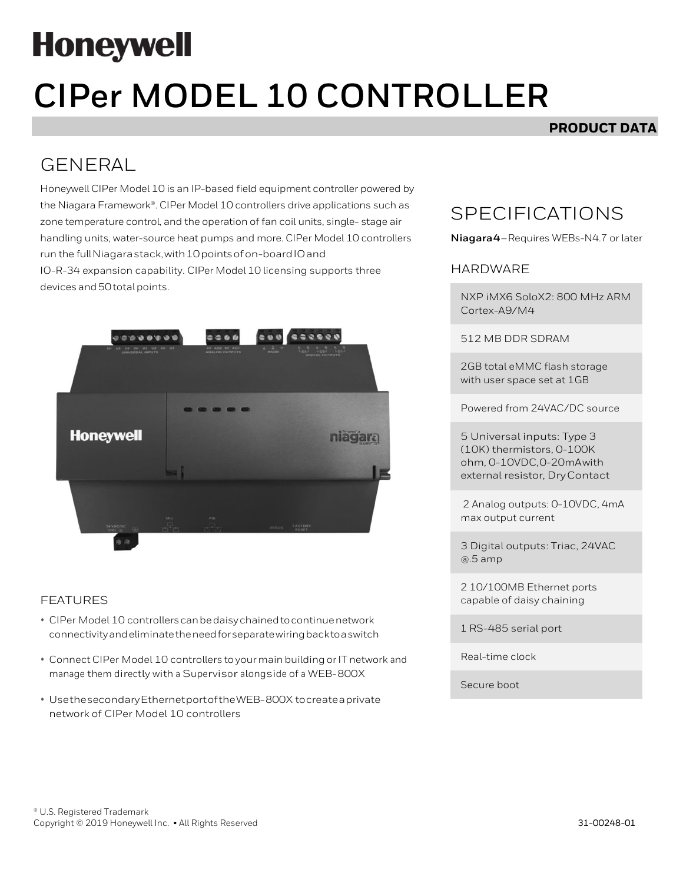Honeywell

# CIPer MODEL 10 CONTROLLER

**PRODUCT DATA**

## GENERAL

Honeywell CIPer Model 10 is an IP-based field equipment controller powered by the Niagara Framework®. CIPer Model 10 controllers drive applications such as zone temperature control, and the operation of fan coil units, single- stage air handling units, water-source heat pumps and more. CIPer Model 10 controllers run the full Niagara stack, with 10 points of on-board IO and IO-R-34 expansion capability. CIPer Model 10 licensing supports three devices and 50 total points.

### FEATURES

- CIPer Model 10 controllers can be daisy chained to continue network connectivity and eliminate the need for separate wiring back to a switch
- Connect CIPer Model 10 controllers to your main building or IT network and manage them directly with a Supervisor alongside of a WEB-800X
- Use the secondary Ethernet port of the WEB-800X to create a private network of CIPer Model 10 controllers

## SPECIFICATIONS

**Niagara4** – Requires WEBs-N4.7 or later

### HARDWARE

| |
|---|
| NXP iMX6 SoloX2: 800 MHz ARM Cortex-A9/M4 |
| 512 MB DDR SDRAM |
| 2GB total eMMC flash storage with user space set at 1GB |
| Powered from 24VAC/DC source |
| 5 Universal inputs: Type 3 (10K) thermistors, 0-100K ohm, 0-10VDC, 0-20mA with external resistor, Dry Contact |
| 2 Analog outputs: 0-10VDC, 4mA max output current |
| 3 Digital outputs: Triac, 24VAC @.5 amp |
| 2 10/100MB Ethernet ports capable of daisy chaining |
| 1 RS-485 serial port |
| Real-time clock |
| Secure boot |

® U.S. Registered Trademark
Copyright © 2019 Honeywell Inc. • All Rights Reserved

31-00248-01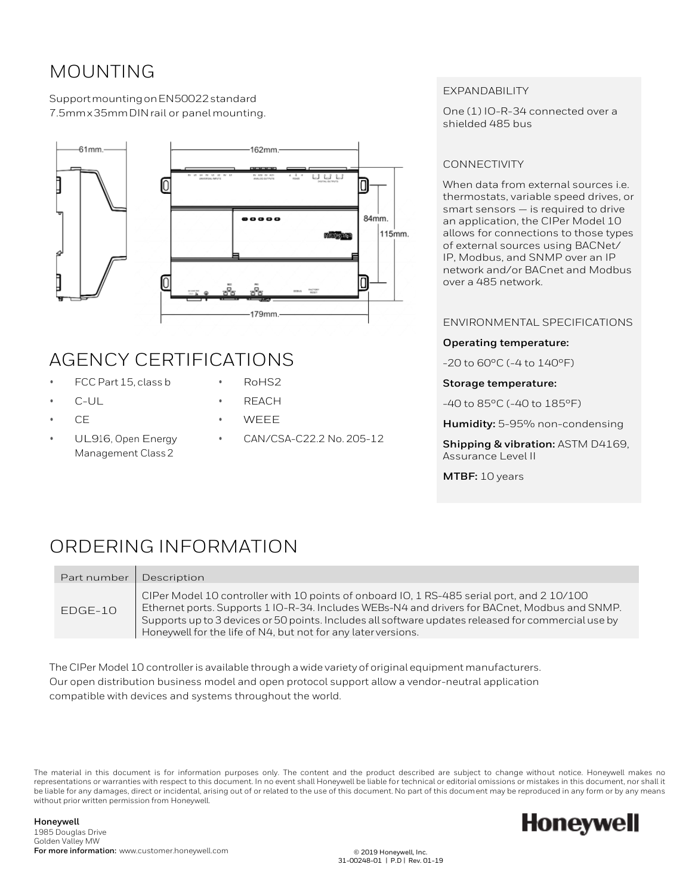## MOUNTING

Support mounting on EN50022 standard 7.5mm x 35mm DIN rail or panel mounting.

61mm.

162mm.

84mm.

115mm.

179mm.

## AGENCY CERTIFICATIONS

- FCC Part 15, class b
- C-UL
- CE
- UL916, Open Energy Management Class 2
- RoHS2
- REACH
- WEEE
- CAN/CSA-C22.2 No. 205-12

EXPANDABILITY

One (1) IO-R-34 connected over a shielded 485 bus

CONNECTIVITY

When data from external sources i.e. thermostats, variable speed drives, or smart sensors — is required to drive an application, the CIPer Model 10 allows for connections to those types of external sources using BACNet/ IP, Modbus, and SNMP over an IP network and/or BACnet and Modbus over a 485 network.

ENVIRONMENTAL SPECIFICATIONS

**Operating temperature:**

-20 to 60°C (-4 to 140°F)

**Storage temperature:**

-40 to 85°C (-40 to 185°F)

**Humidity:** 5-95% non-condensing

**Shipping & vibration:** ASTM D4169, Assurance Level II

**MTBF:** 10 years

## ORDERING INFORMATION

| Part number | Description |
|---|---|
| EDGE-10 | CIPer Model 10 controller with 10 points of onboard IO, 1 RS-485 serial port, and 2 10/100 Ethernet ports. Supports 1 IO-R-34. Includes WEBs-N4 and drivers for BACnet, Modbus and SNMP. Supports up to 3 devices or 50 points. Includes all software updates released for commercial use by Honeywell for the life of N4, but not for any later versions. |

The CIPer Model 10 controller is available through a wide variety of original equipment manufacturers. Our open distribution business model and open protocol support allow a vendor-neutral application compatible with devices and systems throughout the world.

The material in this document is for information purposes only. The content and the product described are subject to change without notice. Honeywell makes no representations or warranties with respect to this document. In no event shall Honeywell be liable for technical or editorial omissions or mistakes in this document, nor shall it be liable for any damages, direct or incidental, arising out of or related to the use of this document. No part of this document may be reproduced in any form or by any means without prior written permission from Honeywell.

**Honeywell**
1985 Douglas Drive
Golden Valley MW
**For more information:** www.customer.honeywell.com

© 2019 Honeywell, Inc.
31-00248-01 | P.D | Rev. 01-19

Honeywell